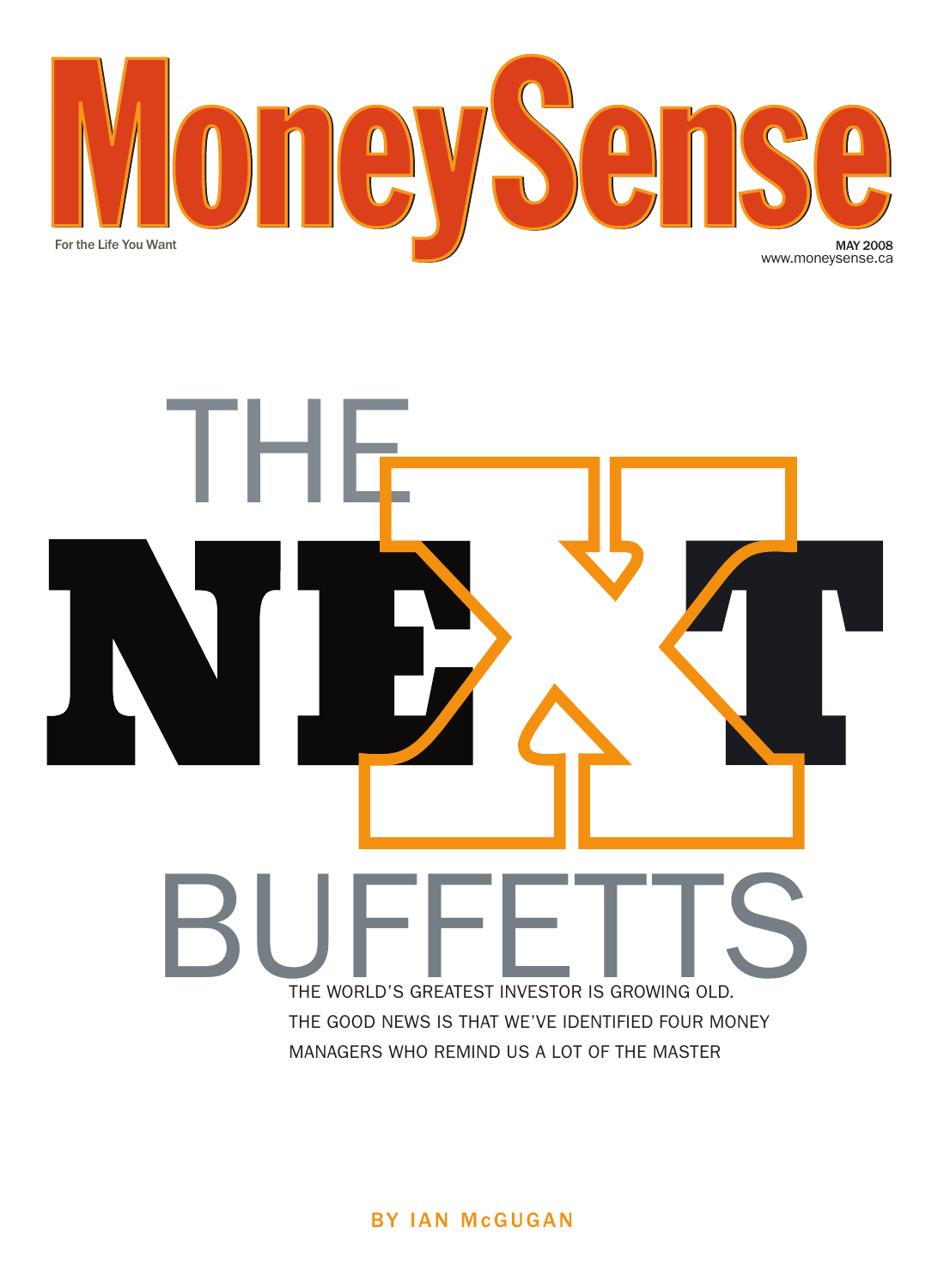MoneySense

For the Life You Want

MAY 2008
www.moneysense.ca

# THE NEXT BUFFETTS

THE WORLD'S GREATEST INVESTOR IS GROWING OLD. THE GOOD NEWS IS THAT WE'VE IDENTIFIED FOUR MONEY MANAGERS WHO REMIND US A LOT OF THE MASTER

BY IAN McGUGAN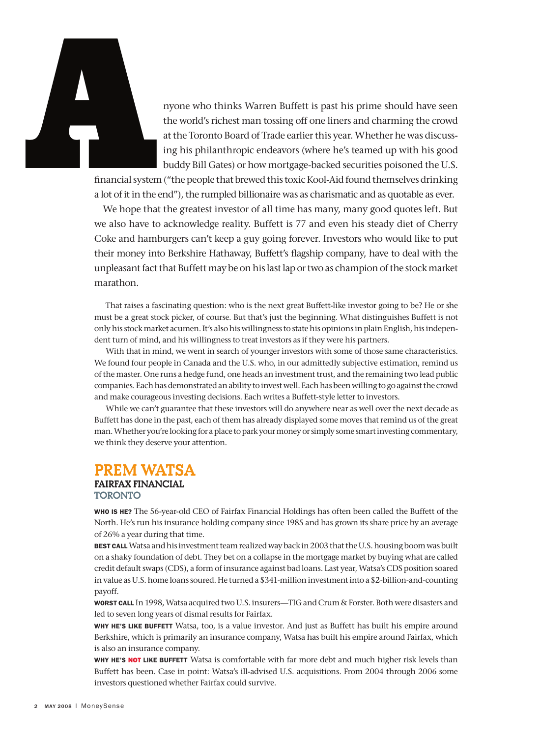Anyone who thinks Warren Buffett is past his prime should have seen the world's richest man tossing off one liners and charming the crowd at the Toronto Board of Trade earlier this year. Whether he was discussing his philanthropic endeavors (where he's teamed up with his good buddy Bill Gates) or how mortgage-backed securities poisoned the U.S. financial system ("the people that brewed this toxic Kool-Aid found themselves drinking a lot of it in the end"), the rumpled billionaire was as charismatic and as quotable as ever.

We hope that the greatest investor of all time has many, many good quotes left. But we also have to acknowledge reality. Buffett is 77 and even his steady diet of Cherry Coke and hamburgers can't keep a guy going forever. Investors who would like to put their money into Berkshire Hathaway, Buffett's flagship company, have to deal with the unpleasant fact that Buffett may be on his last lap or two as champion of the stock market marathon.

That raises a fascinating question: who is the next great Buffett-like investor going to be? He or she must be a great stock picker, of course. But that's just the beginning. What distinguishes Buffett is not only his stock market acumen. It's also his willingness to state his opinions in plain English, his independent turn of mind, and his willingness to treat investors as if they were his partners.

With that in mind, we went in search of younger investors with some of those same characteristics. We found four people in Canada and the U.S. who, in our admittedly subjective estimation, remind us of the master. One runs a hedge fund, one heads an investment trust, and the remaining two lead public companies. Each has demonstrated an ability to invest well. Each has been willing to go against the crowd and make courageous investing decisions. Each writes a Buffett-style letter to investors.

While we can't guarantee that these investors will do anywhere near as well over the next decade as Buffett has done in the past, each of them has already displayed some moves that remind us of the great man. Whether you're looking for a place to park your money or simply some smart investing commentary, we think they deserve your attention.

## PREM WATSA
### FAIRFAX FINANCIAL
### TORONTO

**WHO IS HE?** The 56-year-old CEO of Fairfax Financial Holdings has often been called the Buffett of the North. He's run his insurance holding company since 1985 and has grown its share price by an average of 26% a year during that time.

**BEST CALL** Watsa and his investment team realized way back in 2003 that the U.S. housing boom was built on a shaky foundation of debt. They bet on a collapse in the mortgage market by buying what are called credit default swaps (CDS), a form of insurance against bad loans. Last year, Watsa's CDS position soared in value as U.S. home loans soured. He turned a $341-million investment into a $2-billion-and-counting payoff.

**WORST CALL** In 1998, Watsa acquired two U.S. insurers—TIG and Crum & Forster. Both were disasters and led to seven long years of dismal results for Fairfax.

**WHY HE'S LIKE BUFFETT** Watsa, too, is a value investor. And just as Buffett has built his empire around Berkshire, which is primarily an insurance company, Watsa has built his empire around Fairfax, which is also an insurance company.

**WHY HE'S NOT LIKE BUFFETT** Watsa is comfortable with far more debt and much higher risk levels than Buffett has been. Case in point: Watsa's ill-advised U.S. acquisitions. From 2004 through 2006 some investors questioned whether Fairfax could survive.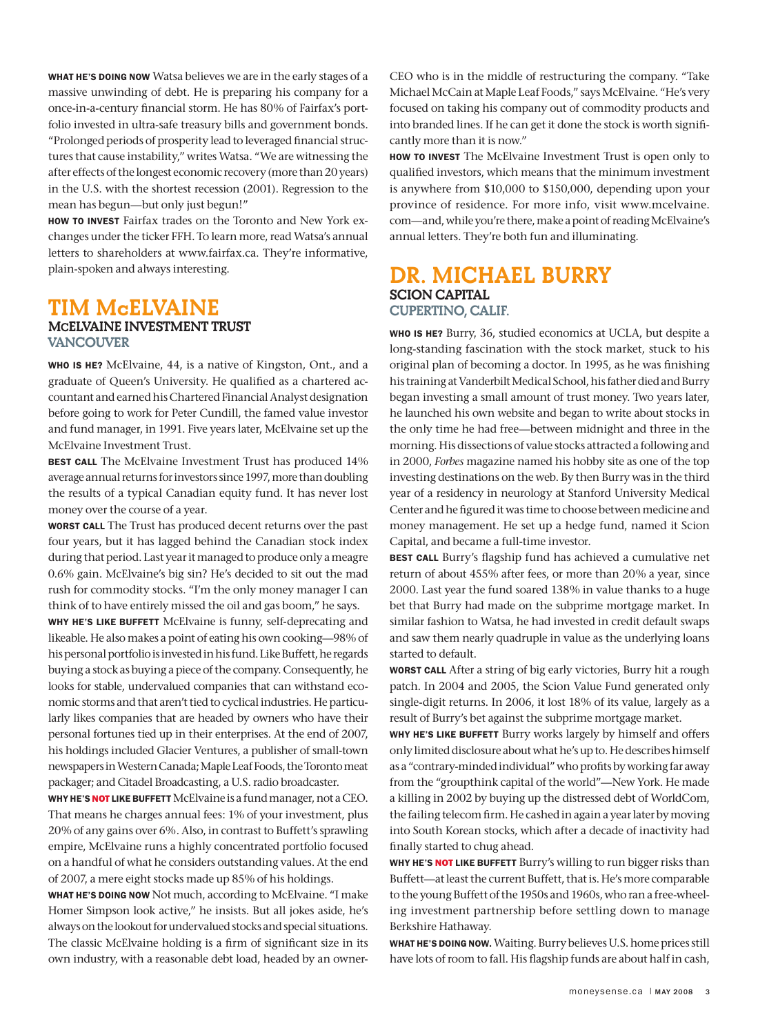**WHAT HE'S DOING NOW** Watsa believes we are in the early stages of a massive unwinding of debt. He is preparing his company for a once-in-a-century financial storm. He has 80% of Fairfax's portfolio invested in ultra-safe treasury bills and government bonds. "Prolonged periods of prosperity lead to leveraged financial structures that cause instability," writes Watsa. "We are witnessing the after effects of the longest economic recovery (more than 20 years) in the U.S. with the shortest recession (2001). Regression to the mean has begun—but only just begun!"

**HOW TO INVEST** Fairfax trades on the Toronto and New York exchanges under the ticker FFH. To learn more, read Watsa's annual letters to shareholders at www.fairfax.ca. They're informative, plain-spoken and always interesting.

## TIM McELVAINE
### McELVAINE INVESTMENT TRUST
### VANCOUVER

**WHO IS HE?** McElvaine, 44, is a native of Kingston, Ont., and a graduate of Queen's University. He qualified as a chartered accountant and earned his Chartered Financial Analyst designation before going to work for Peter Cundill, the famed value investor and fund manager, in 1991. Five years later, McElvaine set up the McElvaine Investment Trust.

**BEST CALL** The McElvaine Investment Trust has produced 14% average annual returns for investors since 1997, more than doubling the results of a typical Canadian equity fund. It has never lost money over the course of a year.

**WORST CALL** The Trust has produced decent returns over the past four years, but it has lagged behind the Canadian stock index during that period. Last year it managed to produce only a meagre 0.6% gain. McElvaine's big sin? He's decided to sit out the mad rush for commodity stocks. "I'm the only money manager I can think of to have entirely missed the oil and gas boom," he says.

**WHY HE'S LIKE BUFFETT** McElvaine is funny, self-deprecating and likeable. He also makes a point of eating his own cooking—98% of his personal portfolio is invested in his fund. Like Buffett, he regards buying a stock as buying a piece of the company. Consequently, he looks for stable, undervalued companies that can withstand economic storms and that aren't tied to cyclical industries. He particularly likes companies that are headed by owners who have their personal fortunes tied up in their enterprises. At the end of 2007, his holdings included Glacier Ventures, a publisher of small-town newspapers in Western Canada; Maple Leaf Foods, the Toronto meat packager; and Citadel Broadcasting, a U.S. radio broadcaster.

**WHY HE'S NOT LIKE BUFFETT** McElvaine is a fund manager, not a CEO. That means he charges annual fees: 1% of your investment, plus 20% of any gains over 6%. Also, in contrast to Buffett's sprawling empire, McElvaine runs a highly concentrated portfolio focused on a handful of what he considers outstanding values. At the end of 2007, a mere eight stocks made up 85% of his holdings.

**WHAT HE'S DOING NOW** Not much, according to McElvaine. "I make Homer Simpson look active," he insists. But all jokes aside, he's always on the lookout for undervalued stocks and special situations. The classic McElvaine holding is a firm of significant size in its own industry, with a reasonable debt load, headed by an owner-CEO who is in the middle of restructuring the company. "Take Michael McCain at Maple Leaf Foods," says McElvaine. "He's very focused on taking his company out of commodity products and into branded lines. If he can get it done the stock is worth significantly more than it is now."

**HOW TO INVEST** The McElvaine Investment Trust is open only to qualified investors, which means that the minimum investment is anywhere from $10,000 to $150,000, depending upon your province of residence. For more info, visit www.mcelvaine.com—and, while you're there, make a point of reading McElvaine's annual letters. They're both fun and illuminating.

## DR. MICHAEL BURRY
### SCION CAPITAL
### CUPERTINO, CALIF.

**WHO IS HE?** Burry, 36, studied economics at UCLA, but despite a long-standing fascination with the stock market, stuck to his original plan of becoming a doctor. In 1995, as he was finishing his training at Vanderbilt Medical School, his father died and Burry began investing a small amount of trust money. Two years later, he launched his own website and began to write about stocks in the only time he had free—between midnight and three in the morning. His dissections of value stocks attracted a following and in 2000, *Forbes* magazine named his hobby site as one of the top investing destinations on the web. By then Burry was in the third year of a residency in neurology at Stanford University Medical Center and he figured it was time to choose between medicine and money management. He set up a hedge fund, named it Scion Capital, and became a full-time investor.

**BEST CALL** Burry's flagship fund has achieved a cumulative net return of about 455% after fees, or more than 20% a year, since 2000. Last year the fund soared 138% in value thanks to a huge bet that Burry had made on the subprime mortgage market. In similar fashion to Watsa, he had invested in credit default swaps and saw them nearly quadruple in value as the underlying loans started to default.

**WORST CALL** After a string of big early victories, Burry hit a rough patch. In 2004 and 2005, the Scion Value Fund generated only single-digit returns. In 2006, it lost 18% of its value, largely as a result of Burry's bet against the subprime mortgage market.

**WHY HE'S LIKE BUFFETT** Burry works largely by himself and offers only limited disclosure about what he's up to. He describes himself as a "contrary-minded individual" who profits by working far away from the "groupthink capital of the world"—New York. He made a killing in 2002 by buying up the distressed debt of WorldCom, the failing telecom firm. He cashed in again a year later by moving into South Korean stocks, which after a decade of inactivity had finally started to chug ahead.

**WHY HE'S NOT LIKE BUFFETT** Burry's willing to run bigger risks than Buffett—at least the current Buffett, that is. He's more comparable to the young Buffett of the 1950s and 1960s, who ran a free-wheeling investment partnership before settling down to manage Berkshire Hathaway.

**WHAT HE'S DOING NOW.** Waiting. Burry believes U.S. home prices still have lots of room to fall. His flagship funds are about half in cash,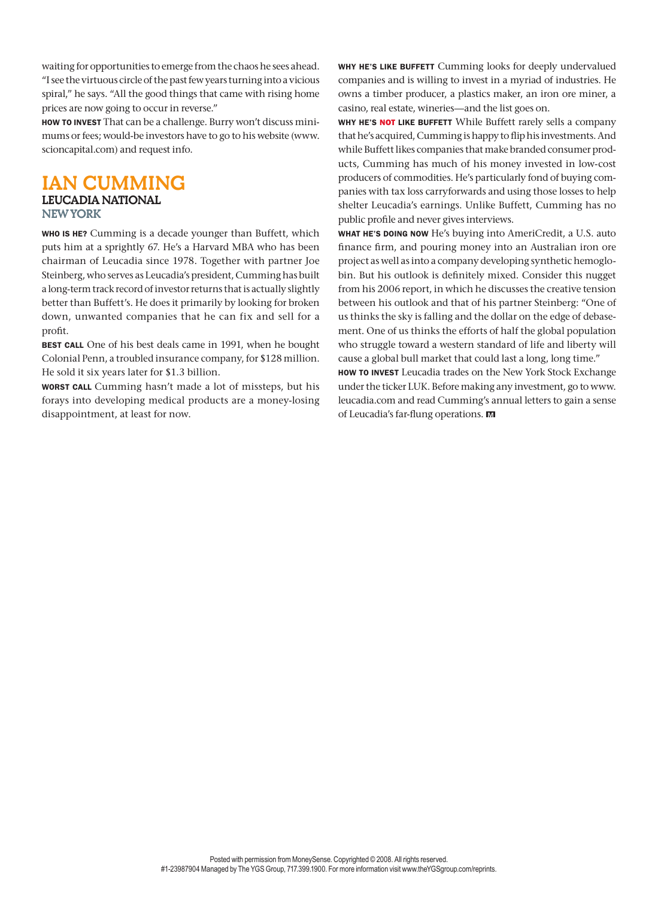waiting for opportunities to emerge from the chaos he sees ahead. "I see the virtuous circle of the past few years turning into a vicious spiral," he says. "All the good things that came with rising home prices are now going to occur in reverse."

**HOW TO INVEST** That can be a challenge. Burry won't discuss minimums or fees; would-be investors have to go to his website (www.scioncapital.com) and request info.

## IAN CUMMING
### LEUCADIA NATIONAL
### NEW YORK

**WHO IS HE?** Cumming is a decade younger than Buffett, which puts him at a sprightly 67. He's a Harvard MBA who has been chairman of Leucadia since 1978. Together with partner Joe Steinberg, who serves as Leucadia's president, Cumming has built a long-term track record of investor returns that is actually slightly better than Buffett's. He does it primarily by looking for broken down, unwanted companies that he can fix and sell for a profit.

**BEST CALL** One of his best deals came in 1991, when he bought Colonial Penn, a troubled insurance company, for $128 million. He sold it six years later for $1.3 billion.

**WORST CALL** Cumming hasn't made a lot of missteps, but his forays into developing medical products are a money-losing disappointment, at least for now.

**WHY HE'S LIKE BUFFETT** Cumming looks for deeply undervalued companies and is willing to invest in a myriad of industries. He owns a timber producer, a plastics maker, an iron ore miner, a casino, real estate, wineries—and the list goes on.

**WHY HE'S NOT LIKE BUFFETT** While Buffett rarely sells a company that he's acquired, Cumming is happy to flip his investments. And while Buffett likes companies that make branded consumer products, Cumming has much of his money invested in low-cost producers of commodities. He's particularly fond of buying companies with tax loss carryforwards and using those losses to help shelter Leucadia's earnings. Unlike Buffett, Cumming has no public profile and never gives interviews.

**WHAT HE'S DOING NOW** He's buying into AmeriCredit, a U.S. auto finance firm, and pouring money into an Australian iron ore project as well as into a company developing synthetic hemoglobin. But his outlook is definitely mixed. Consider this nugget from his 2006 report, in which he discusses the creative tension between his outlook and that of his partner Steinberg: "One of us thinks the sky is falling and the dollar on the edge of debasement. One of us thinks the efforts of half the global population who struggle toward a western standard of life and liberty will cause a global bull market that could last a long, long time."

**HOW TO INVEST** Leucadia trades on the New York Stock Exchange under the ticker LUK. Before making any investment, go to www.leucadia.com and read Cumming's annual letters to gain a sense of Leucadia's far-flung operations.

Posted with permission from MoneySense. Copyrighted © 2008. All rights reserved.
#1-23987904 Managed by The YGS Group, 717.399.1900. For more information visit www.theYGSgroup.com/reprints.